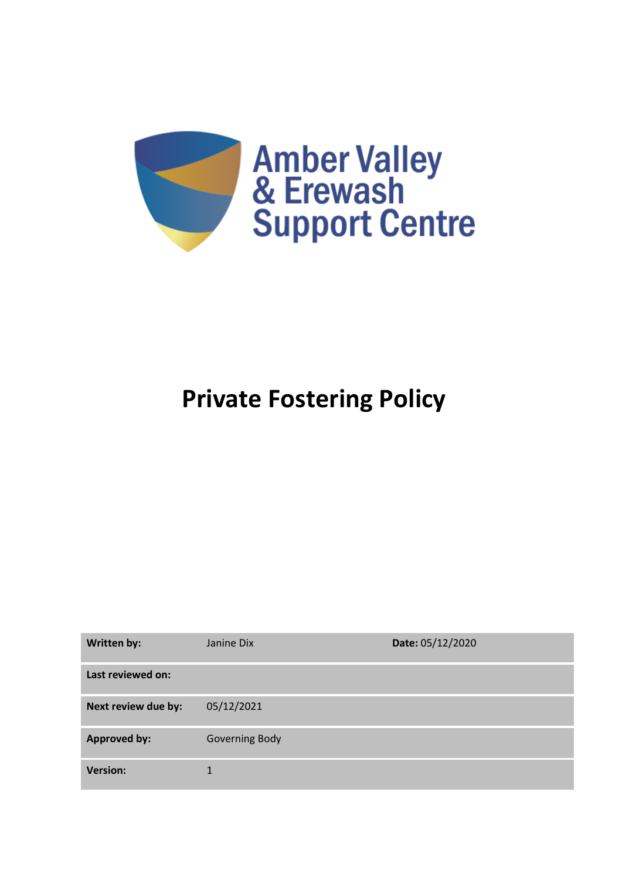Amber Valley & Erewash Support Centre

# Private Fostering Policy

| **Written by:** | Janine Dix | **Date:** 05/12/2020 |
|---|---|---|
| **Last reviewed on:** | | |
| **Next review due by:** | 05/12/2021 | |
| **Approved by:** | Governing Body | |
| **Version:** | 1 | |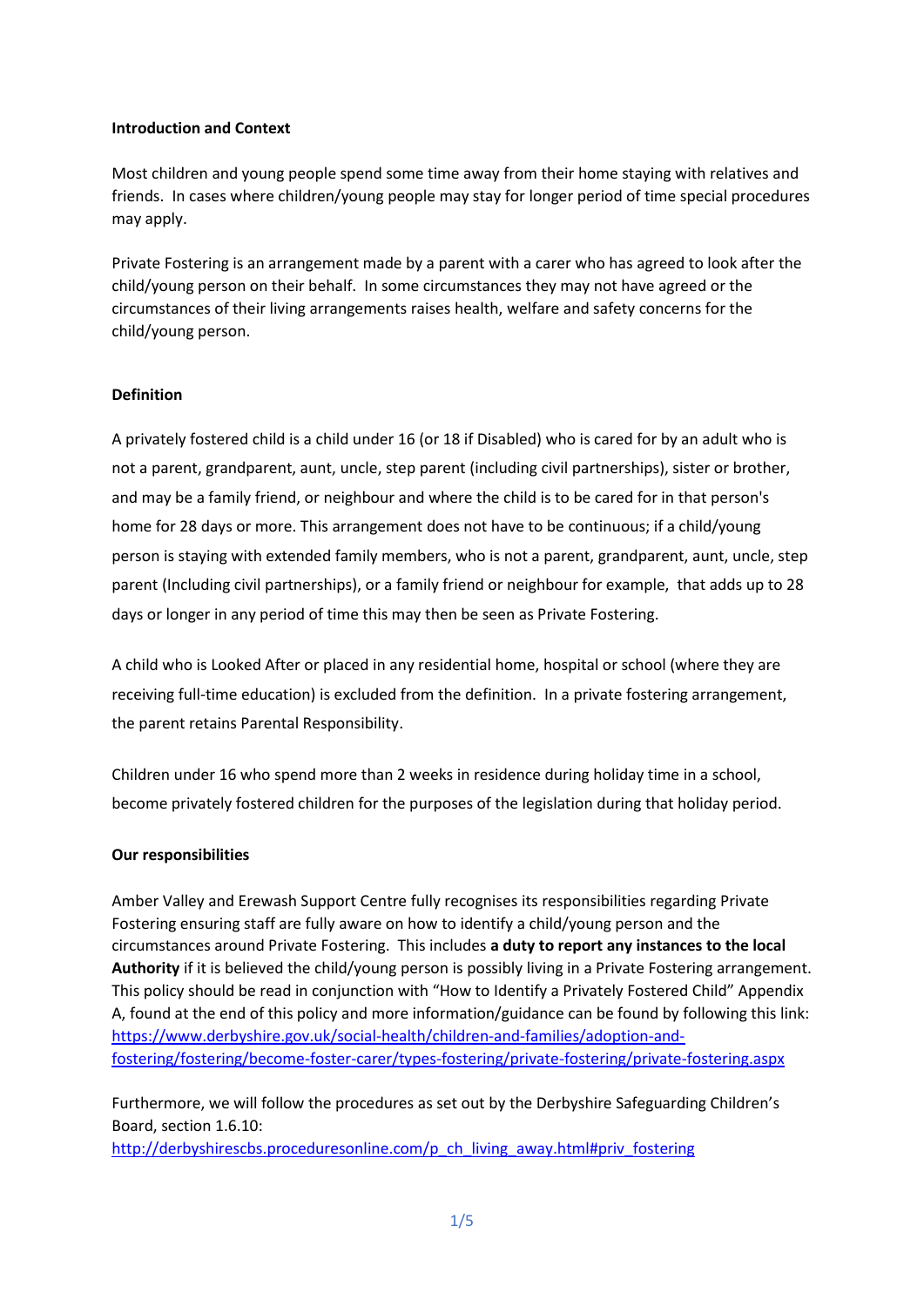**Introduction and Context**

Most children and young people spend some time away from their home staying with relatives and friends. In cases where children/young people may stay for longer period of time special procedures may apply.

Private Fostering is an arrangement made by a parent with a carer who has agreed to look after the child/young person on their behalf. In some circumstances they may not have agreed or the circumstances of their living arrangements raises health, welfare and safety concerns for the child/young person.

**Definition**

A privately fostered child is a child under 16 (or 18 if Disabled) who is cared for by an adult who is not a parent, grandparent, aunt, uncle, step parent (including civil partnerships), sister or brother, and may be a family friend, or neighbour and where the child is to be cared for in that person's home for 28 days or more. This arrangement does not have to be continuous; if a child/young person is staying with extended family members, who is not a parent, grandparent, aunt, uncle, step parent (Including civil partnerships), or a family friend or neighbour for example, that adds up to 28 days or longer in any period of time this may then be seen as Private Fostering.

A child who is Looked After or placed in any residential home, hospital or school (where they are receiving full-time education) is excluded from the definition. In a private fostering arrangement, the parent retains Parental Responsibility.

Children under 16 who spend more than 2 weeks in residence during holiday time in a school, become privately fostered children for the purposes of the legislation during that holiday period.

**Our responsibilities**

Amber Valley and Erewash Support Centre fully recognises its responsibilities regarding Private Fostering ensuring staff are fully aware on how to identify a child/young person and the circumstances around Private Fostering. This includes **a duty to report any instances to the local Authority** if it is believed the child/young person is possibly living in a Private Fostering arrangement. This policy should be read in conjunction with "How to Identify a Privately Fostered Child" Appendix A, found at the end of this policy and more information/guidance can be found by following this link: https://www.derbyshire.gov.uk/social-health/children-and-families/adoption-and-fostering/fostering/become-foster-carer/types-fostering/private-fostering/private-fostering.aspx

Furthermore, we will follow the procedures as set out by the Derbyshire Safeguarding Children's Board, section 1.6.10:
http://derbyshirescbs.proceduresonline.com/p_ch_living_away.html#priv_fostering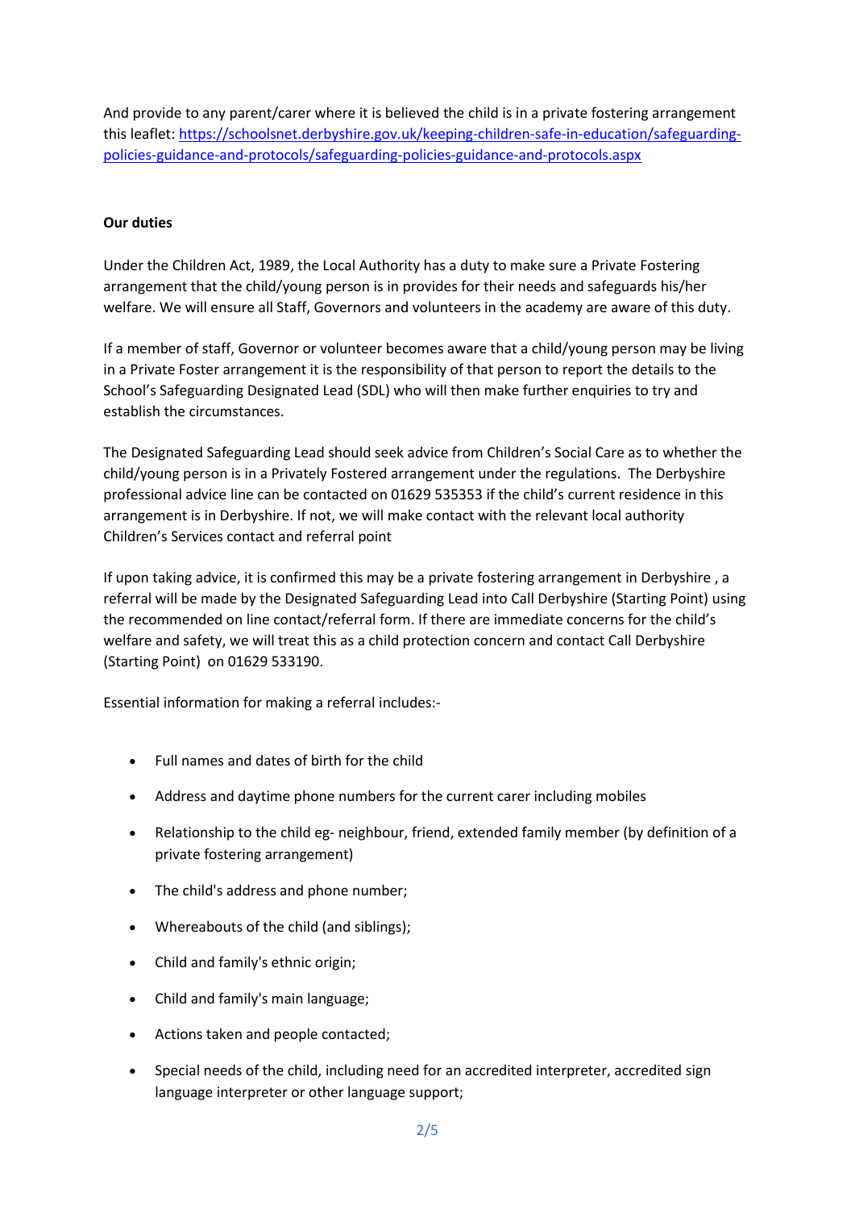And provide to any parent/carer where it is believed the child is in a private fostering arrangement this leaflet: [https://schoolsnet.derbyshire.gov.uk/keeping-children-safe-in-education/safeguarding-policies-guidance-and-protocols/safeguarding-policies-guidance-and-protocols.aspx](https://schoolsnet.derbyshire.gov.uk/keeping-children-safe-in-education/safeguarding-policies-guidance-and-protocols/safeguarding-policies-guidance-and-protocols.aspx)

**Our duties**

Under the Children Act, 1989, the Local Authority has a duty to make sure a Private Fostering arrangement that the child/young person is in provides for their needs and safeguards his/her welfare. We will ensure all Staff, Governors and volunteers in the academy are aware of this duty.

If a member of staff, Governor or volunteer becomes aware that a child/young person may be living in a Private Foster arrangement it is the responsibility of that person to report the details to the School's Safeguarding Designated Lead (SDL) who will then make further enquiries to try and establish the circumstances.

The Designated Safeguarding Lead should seek advice from Children's Social Care as to whether the child/young person is in a Privately Fostered arrangement under the regulations. The Derbyshire professional advice line can be contacted on 01629 535353 if the child's current residence in this arrangement is in Derbyshire. If not, we will make contact with the relevant local authority Children's Services contact and referral point

If upon taking advice, it is confirmed this may be a private fostering arrangement in Derbyshire , a referral will be made by the Designated Safeguarding Lead into Call Derbyshire (Starting Point) using the recommended on line contact/referral form. If there are immediate concerns for the child's welfare and safety, we will treat this as a child protection concern and contact Call Derbyshire (Starting Point) on 01629 533190.

Essential information for making a referral includes:-

- Full names and dates of birth for the child
- Address and daytime phone numbers for the current carer including mobiles
- Relationship to the child eg- neighbour, friend, extended family member (by definition of a private fostering arrangement)
- The child's address and phone number;
- Whereabouts of the child (and siblings);
- Child and family's ethnic origin;
- Child and family's main language;
- Actions taken and people contacted;
- Special needs of the child, including need for an accredited interpreter, accredited sign language interpreter or other language support;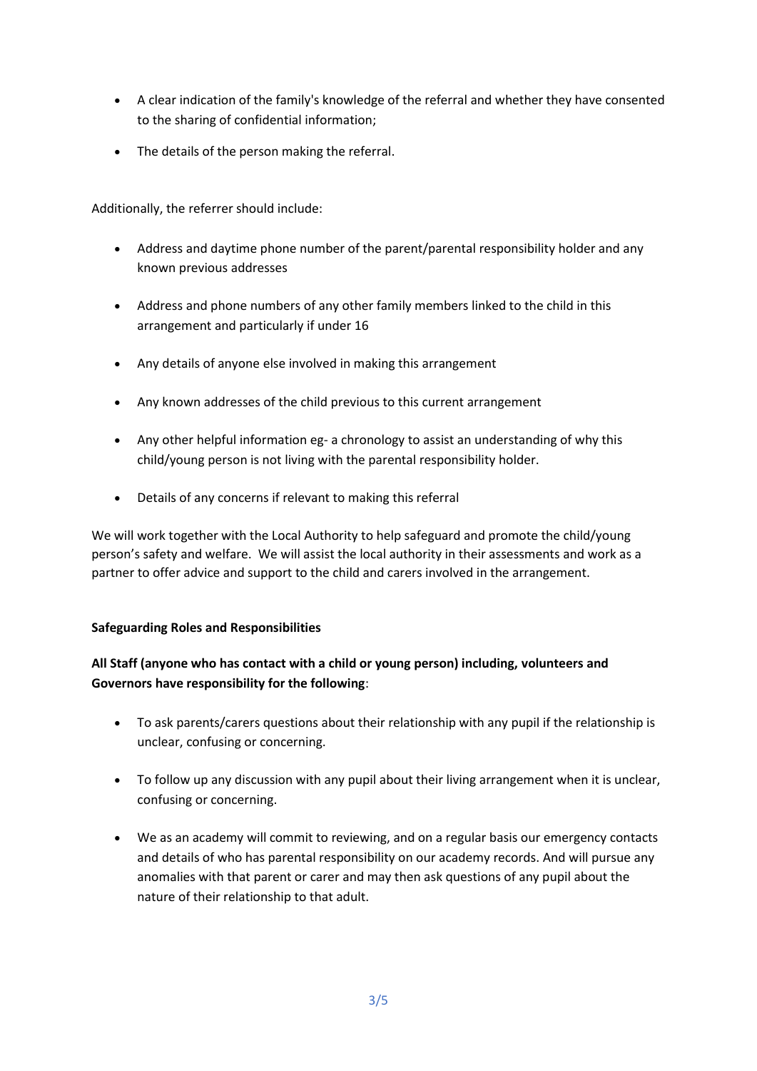- A clear indication of the family's knowledge of the referral and whether they have consented to the sharing of confidential information;
- The details of the person making the referral.

Additionally, the referrer should include:

- Address and daytime phone number of the parent/parental responsibility holder and any known previous addresses
- Address and phone numbers of any other family members linked to the child in this arrangement and particularly if under 16
- Any details of anyone else involved in making this arrangement
- Any known addresses of the child previous to this current arrangement
- Any other helpful information eg- a chronology to assist an understanding of why this child/young person is not living with the parental responsibility holder.
- Details of any concerns if relevant to making this referral

We will work together with the Local Authority to help safeguard and promote the child/young person's safety and welfare. We will assist the local authority in their assessments and work as a partner to offer advice and support to the child and carers involved in the arrangement.

**Safeguarding Roles and Responsibilities**

**All Staff (anyone who has contact with a child or young person) including, volunteers and Governors have responsibility for the following**:

- To ask parents/carers questions about their relationship with any pupil if the relationship is unclear, confusing or concerning.
- To follow up any discussion with any pupil about their living arrangement when it is unclear, confusing or concerning.
- We as an academy will commit to reviewing, and on a regular basis our emergency contacts and details of who has parental responsibility on our academy records. And will pursue any anomalies with that parent or carer and may then ask questions of any pupil about the nature of their relationship to that adult.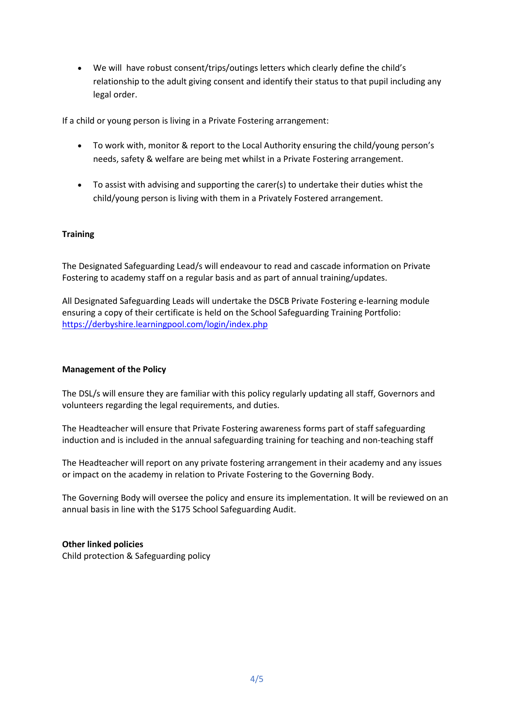- We will have robust consent/trips/outings letters which clearly define the child's relationship to the adult giving consent and identify their status to that pupil including any legal order.

If a child or young person is living in a Private Fostering arrangement:

- To work with, monitor & report to the Local Authority ensuring the child/young person's needs, safety & welfare are being met whilst in a Private Fostering arrangement.

- To assist with advising and supporting the carer(s) to undertake their duties whist the child/young person is living with them in a Privately Fostered arrangement.

**Training**

The Designated Safeguarding Lead/s will endeavour to read and cascade information on Private Fostering to academy staff on a regular basis and as part of annual training/updates.

All Designated Safeguarding Leads will undertake the DSCB Private Fostering e-learning module ensuring a copy of their certificate is held on the School Safeguarding Training Portfolio: [https://derbyshire.learningpool.com/login/index.php](https://derbyshire.learningpool.com/login/index.php)

**Management of the Policy**

The DSL/s will ensure they are familiar with this policy regularly updating all staff, Governors and volunteers regarding the legal requirements, and duties.

The Headteacher will ensure that Private Fostering awareness forms part of staff safeguarding induction and is included in the annual safeguarding training for teaching and non-teaching staff

The Headteacher will report on any private fostering arrangement in their academy and any issues or impact on the academy in relation to Private Fostering to the Governing Body.

The Governing Body will oversee the policy and ensure its implementation. It will be reviewed on an annual basis in line with the S175 School Safeguarding Audit.

**Other linked policies**
Child protection & Safeguarding policy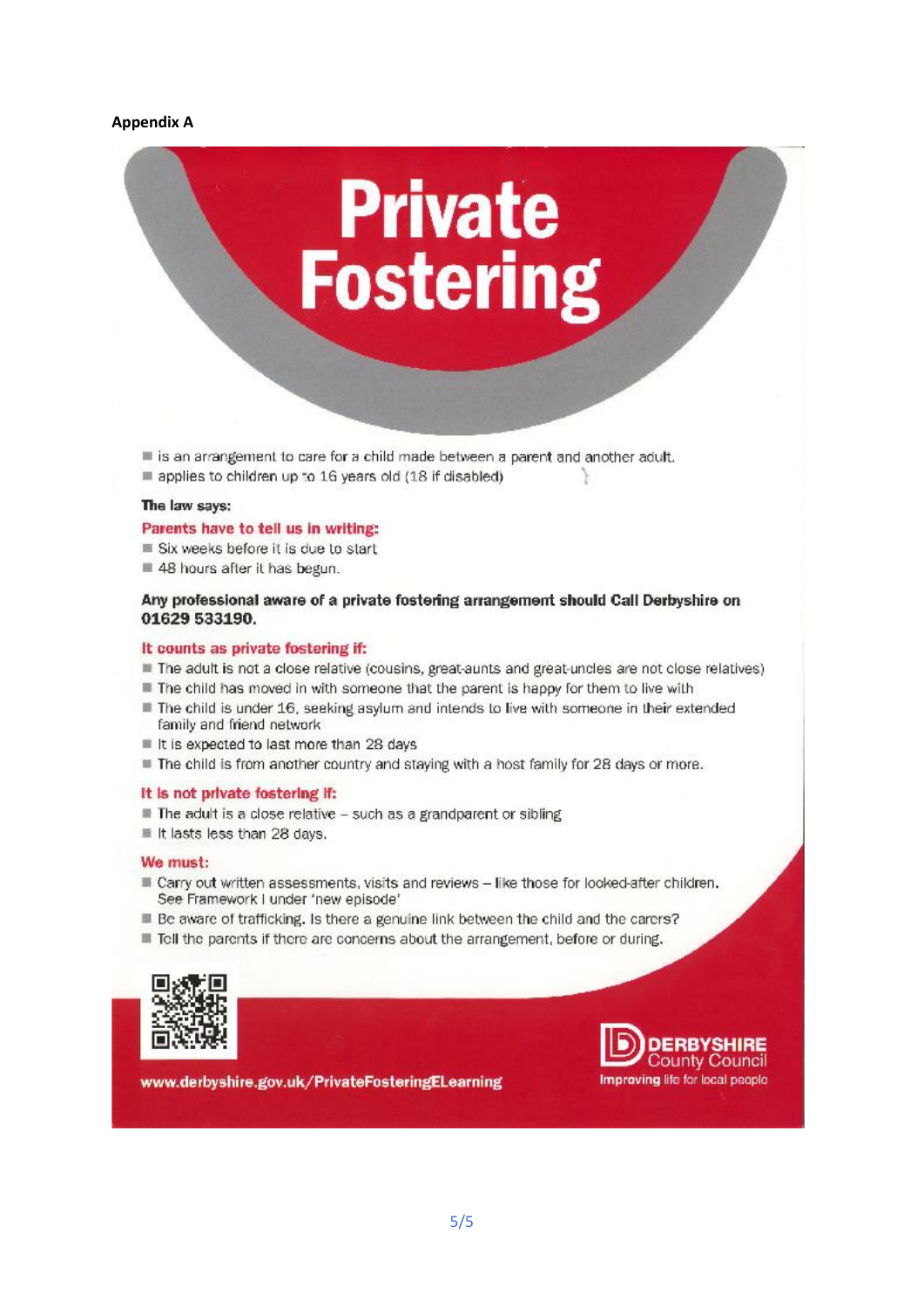**Appendix A**

# Private Fostering

- is an arrangement to care for a child made between a parent and another adult.
- applies to children up to 16 years old (18 if disabled)

**The law says:**

**Parents have to tell us in writing:**

- Six weeks before it is due to start
- 48 hours after it has begun.

**Any professional aware of a private fostering arrangement should Call Derbyshire on 01629 533190.**

**It counts as private fostering if:**

- The adult is not a close relative (cousins, great-aunts and great-uncles are not close relatives)
- The child has moved in with someone that the parent is happy for them to live with
- The child is under 16, seeking asylum and intends to live with someone in their extended family and friend network
- It is expected to last more than 28 days
- The child is from another country and staying with a host family for 28 days or more.

**It is not private fostering if:**

- The adult is a close relative – such as a grandparent or sibling
- It lasts less than 28 days.

**We must:**

- Carry out written assessments, visits and reviews – like those for looked-after children. See Framework I under 'new episode'
- Be aware of trafficking. Is there a genuine link between the child and the carers?
- Tell the parents if there are concerns about the arrangement, before or during.

**www.derbyshire.gov.uk/PrivateFosteringELearning**

DERBYSHIRE County Council

**Improving** life for local people